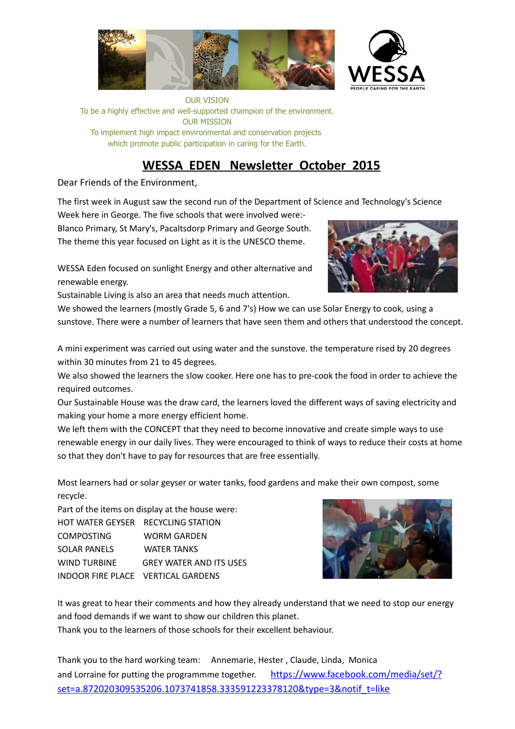OUR VISION

To be a highly effective and well-supported champion of the environment.

OUR MISSION

To implement high impact environmental and conservation projects which promote public participation in caring for the Earth.

# WESSA EDEN Newsletter October 2015

Dear Friends of the Environment,

The first week in August saw the second run of the Department of Science and Technology's Science Week here in George. The five schools that were involved were:-
Blanco Primary, St Mary's, Pacaltsdorp Primary and George South.
The theme this year focused on Light as it is the UNESCO theme.

WESSA Eden focused on sunlight Energy and other alternative and renewable energy.
Sustainable Living is also an area that needs much attention.
We showed the learners (mostly Grade 5, 6 and 7's) How we can use Solar Energy to cook, using a sunstove. There were a number of learners that have seen them and others that understood the concept.

A mini experiment was carried out using water and the sunstove. the temperature rised by 20 degrees within 30 minutes from 21 to 45 degrees.
We also showed the learners the slow cooker. Here one has to pre-cook the food in order to achieve the required outcomes.
Our Sustainable House was the draw card, the learners loved the different ways of saving electricity and making your home a more energy efficient home.
We left them with the CONCEPT that they need to become innovative and create simple ways to use renewable energy in our daily lives. They were encouraged to think of ways to reduce their costs at home so that they don't have to pay for resources that are free essentially.

Most learners had or solar geyser or water tanks, food gardens and make their own compost, some recycle.
Part of the items on display at the house were:

| | |
|---|---|
| HOT WATER GEYSER | RECYCLING STATION |
| COMPOSTING | WORM GARDEN |
| SOLAR PANELS | WATER TANKS |
| WIND TURBINE | GREY WATER AND ITS USES |
| INDOOR FIRE PLACE | VERTICAL GARDENS |

It was great to hear their comments and how they already understand that we need to stop our energy and food demands if we want to show our children this planet.
Thank you to the learners of those schools for their excellent behaviour.

Thank you to the hard working team: Annemarie, Hester , Claude, Linda, Monica and Lorraine for putting the programmme together. [https://www.facebook.com/media/set/?set=a.872020309535206.1073741858.333591223378120&type=3&notif_t=like](https://www.facebook.com/media/set/?set=a.872020309535206.1073741858.333591223378120&type=3&notif_t=like)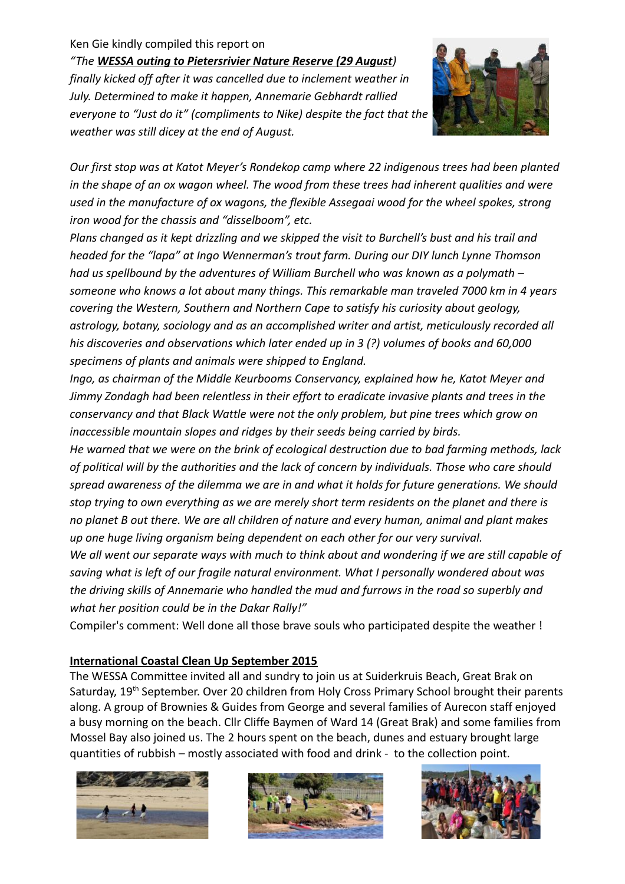Ken Gie kindly compiled this report on

*"The **WESSA outing to Pietersrivier Nature Reserve (29 August**) finally kicked off after it was cancelled due to inclement weather in July. Determined to make it happen, Annemarie Gebhardt rallied everyone to "Just do it" (compliments to Nike) despite the fact that the weather was still dicey at the end of August.*

*Our first stop was at Katot Meyer's Rondekop camp where 22 indigenous trees had been planted in the shape of an ox wagon wheel. The wood from these trees had inherent qualities and were used in the manufacture of ox wagons, the flexible Assegaai wood for the wheel spokes, strong iron wood for the chassis and "disselboom", etc.*

*Plans changed as it kept drizzling and we skipped the visit to Burchell's bust and his trail and headed for the "lapa" at Ingo Wennerman's trout farm. During our DIY lunch Lynne Thomson had us spellbound by the adventures of William Burchell who was known as a polymath – someone who knows a lot about many things. This remarkable man traveled 7000 km in 4 years covering the Western, Southern and Northern Cape to satisfy his curiosity about geology, astrology, botany, sociology and as an accomplished writer and artist, meticulously recorded all his discoveries and observations which later ended up in 3 (?) volumes of books and 60,000 specimens of plants and animals were shipped to England.*

*Ingo, as chairman of the Middle Keurbooms Conservancy, explained how he, Katot Meyer and Jimmy Zondagh had been relentless in their effort to eradicate invasive plants and trees in the conservancy and that Black Wattle were not the only problem, but pine trees which grow on inaccessible mountain slopes and ridges by their seeds being carried by birds.*

*He warned that we were on the brink of ecological destruction due to bad farming methods, lack of political will by the authorities and the lack of concern by individuals. Those who care should spread awareness of the dilemma we are in and what it holds for future generations. We should stop trying to own everything as we are merely short term residents on the planet and there is no planet B out there. We are all children of nature and every human, animal and plant makes up one huge living organism being dependent on each other for our very survival.*

*We all went our separate ways with much to think about and wondering if we are still capable of saving what is left of our fragile natural environment. What I personally wondered about was the driving skills of Annemarie who handled the mud and furrows in the road so superbly and what her position could be in the Dakar Rally!"*

Compiler's comment: Well done all those brave souls who participated despite the weather !

**International Coastal Clean Up September 2015**

The WESSA Committee invited all and sundry to join us at Suiderkruis Beach, Great Brak on Saturday, 19th September. Over 20 children from Holy Cross Primary School brought their parents along. A group of Brownies & Guides from George and several families of Aurecon staff enjoyed a busy morning on the beach. Cllr Cliffe Baymen of Ward 14 (Great Brak) and some families from Mossel Bay also joined us. The 2 hours spent on the beach, dunes and estuary brought large quantities of rubbish – mostly associated with food and drink - to the collection point.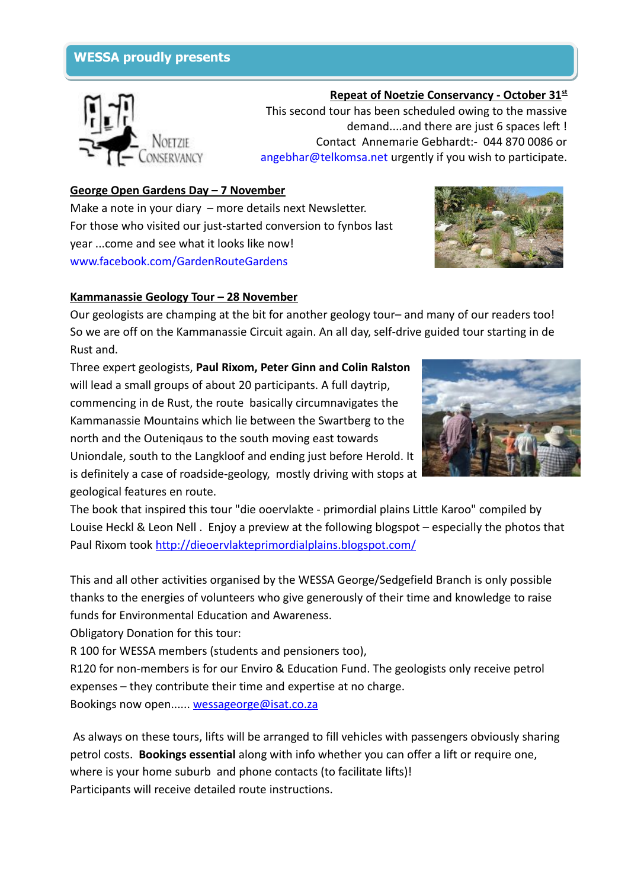## WESSA proudly presents

**Repeat of Noetzie Conservancy - October 31st**

This second tour has been scheduled owing to the massive demand....and there are just 6 spaces left ! Contact Annemarie Gebhardt:- 044 870 0086 or angebhar@telkomsa.net urgently if you wish to participate.

**George Open Gardens Day – 7 November**

Make a note in your diary – more details next Newsletter.
For those who visited our just-started conversion to fynbos last year ...come and see what it looks like now!
www.facebook.com/GardenRouteGardens

**Kammanassie Geology Tour – 28 November**

Our geologists are champing at the bit for another geology tour– and many of our readers too! So we are off on the Kammanassie Circuit again. An all day, self-drive guided tour starting in de Rust and.

Three expert geologists, **Paul Rixom, Peter Ginn and Colin Ralston** will lead a small groups of about 20 participants. A full daytrip, commencing in de Rust, the route basically circumnavigates the Kammanassie Mountains which lie between the Swartberg to the north and the Outeniqaus to the south moving east towards Uniondale, south to the Langkloof and ending just before Herold. It is definitely a case of roadside-geology, mostly driving with stops at geological features en route.

The book that inspired this tour "die ooervlakte - primordial plains Little Karoo" compiled by Louise Heckl & Leon Nell . Enjoy a preview at the following blogspot – especially the photos that Paul Rixom took http://dieoervlakteprimordialplains.blogspot.com/

This and all other activities organised by the WESSA George/Sedgefield Branch is only possible thanks to the energies of volunteers who give generously of their time and knowledge to raise funds for Environmental Education and Awareness.
Obligatory Donation for this tour:
R 100 for WESSA members (students and pensioners too),
R120 for non-members is for our Enviro & Education Fund. The geologists only receive petrol expenses – they contribute their time and expertise at no charge.
Bookings now open...... wessageorge@isat.co.za

As always on these tours, lifts will be arranged to fill vehicles with passengers obviously sharing petrol costs. **Bookings essential** along with info whether you can offer a lift or require one, where is your home suburb and phone contacts (to facilitate lifts)!
Participants will receive detailed route instructions.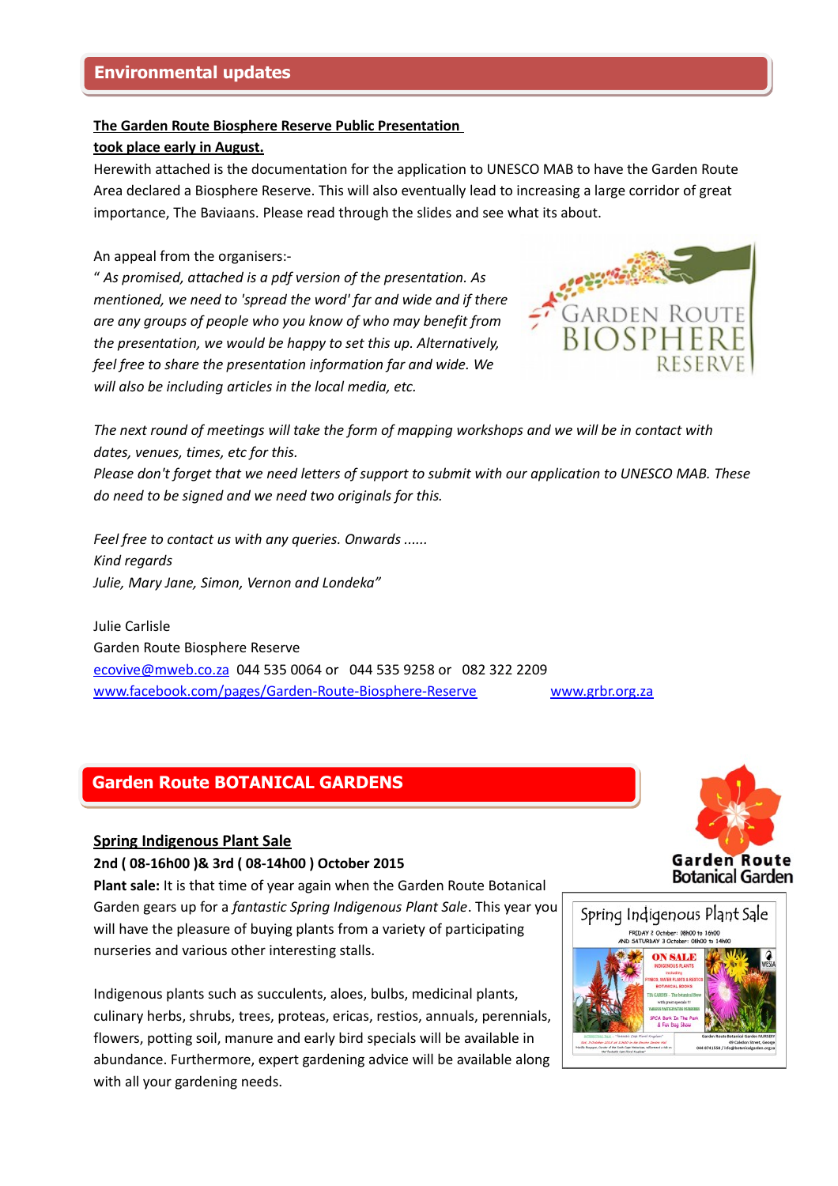## Environmental updates

**The Garden Route Biosphere Reserve Public Presentation took place early in August.**

Herewith attached is the documentation for the application to UNESCO MAB to have the Garden Route Area declared a Biosphere Reserve. This will also eventually lead to increasing a large corridor of great importance, The Baviaans. Please read through the slides and see what its about.

An appeal from the organisers:-

" *As promised, attached is a pdf version of the presentation. As mentioned, we need to 'spread the word' far and wide and if there are any groups of people who you know of who may benefit from the presentation, we would be happy to set this up. Alternatively, feel free to share the presentation information far and wide. We will also be including articles in the local media, etc.*

*The next round of meetings will take the form of mapping workshops and we will be in contact with dates, venues, times, etc for this.*

*Please don't forget that we need letters of support to submit with our application to UNESCO MAB. These do need to be signed and we need two originals for this.*

*Feel free to contact us with any queries. Onwards ......*

*Kind regards*

*Julie, Mary Jane, Simon, Vernon and Londeka"*

Julie Carlisle

Garden Route Biosphere Reserve

ecovive@mweb.co.za 044 535 0064 or 044 535 9258 or 082 322 2209

www.facebook.com/pages/Garden-Route-Biosphere-Reserve www.grbr.org.za

## Garden Route BOTANICAL GARDENS

**Spring Indigenous Plant Sale**

**2nd ( 08-16h00 )& 3rd ( 08-14h00 ) October 2015**

**Plant sale:** It is that time of year again when the Garden Route Botanical Garden gears up for a *fantastic Spring Indigenous Plant Sale*. This year you will have the pleasure of buying plants from a variety of participating nurseries and various other interesting stalls.

Indigenous plants such as succulents, aloes, bulbs, medicinal plants, culinary herbs, shrubs, trees, proteas, ericas, restios, annuals, perennials, flowers, potting soil, manure and early bird specials will be available in abundance. Furthermore, expert gardening advice will be available along with all your gardening needs.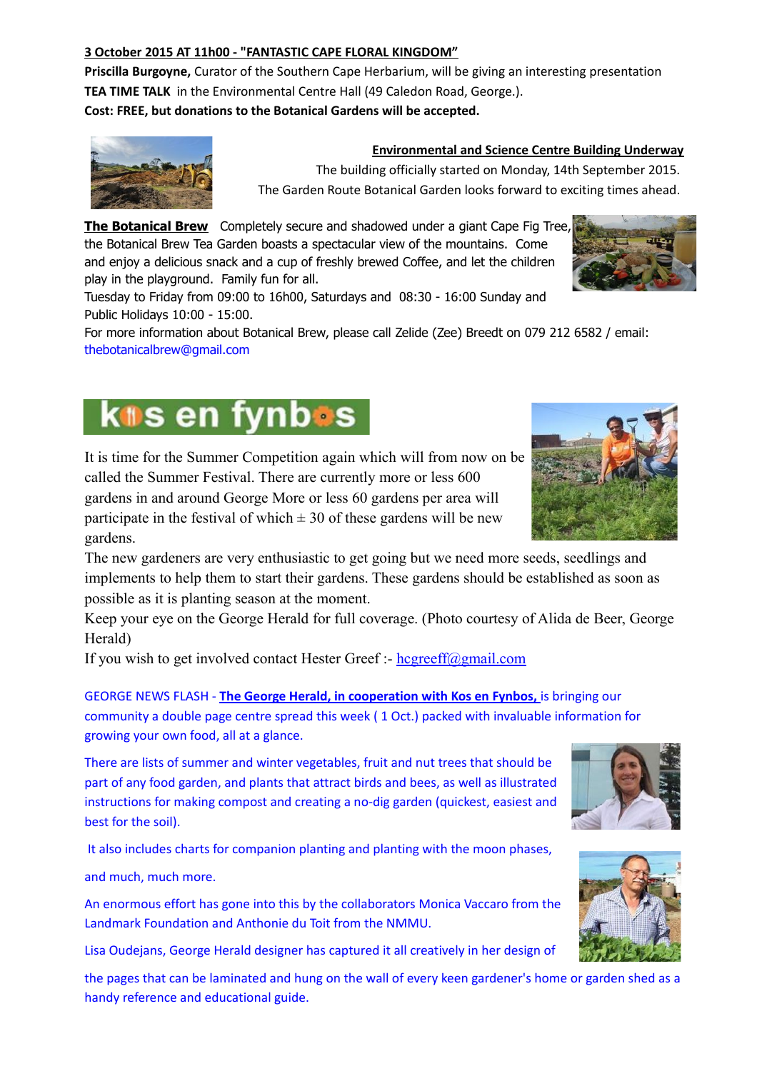**3 October 2015 AT 11h00 - "FANTASTIC CAPE FLORAL KINGDOM"**

**Priscilla Burgoyne,** Curator of the Southern Cape Herbarium, will be giving an interesting presentation **TEA TIME TALK** in the Environmental Centre Hall (49 Caledon Road, George.).

**Cost: FREE, but donations to the Botanical Gardens will be accepted.**

**Environmental and Science Centre Building Underway**

The building officially started on Monday, 14th September 2015. The Garden Route Botanical Garden looks forward to exciting times ahead.

**The Botanical Brew** Completely secure and shadowed under a giant Cape Fig Tree, the Botanical Brew Tea Garden boasts a spectacular view of the mountains. Come and enjoy a delicious snack and a cup of freshly brewed Coffee, and let the children play in the playground. Family fun for all.

Tuesday to Friday from 09:00 to 16h00, Saturdays and 08:30 - 16:00 Sunday and Public Holidays 10:00 - 15:00.

For more information about Botanical Brew, please call Zelide (Zee) Breedt on 079 212 6582 / email: thebotanicalbrew@gmail.com

## kos en fynbos

It is time for the Summer Competition again which will from now on be called the Summer Festival. There are currently more or less 600 gardens in and around George More or less 60 gardens per area will participate in the festival of which ± 30 of these gardens will be new gardens.

The new gardeners are very enthusiastic to get going but we need more seeds, seedlings and implements to help them to start their gardens. These gardens should be established as soon as possible as it is planting season at the moment.

Keep your eye on the George Herald for full coverage. (Photo courtesy of Alida de Beer, George Herald)

If you wish to get involved contact Hester Greef :- hcgreeff@gmail.com

GEORGE NEWS FLASH - **The George Herald, in cooperation with Kos en Fynbos,** is bringing our community a double page centre spread this week ( 1 Oct.) packed with invaluable information for growing your own food, all at a glance.

There are lists of summer and winter vegetables, fruit and nut trees that should be part of any food garden, and plants that attract birds and bees, as well as illustrated instructions for making compost and creating a no-dig garden (quickest, easiest and best for the soil).

It also includes charts for companion planting and planting with the moon phases, and much, much more.

An enormous effort has gone into this by the collaborators Monica Vaccaro from the Landmark Foundation and Anthonie du Toit from the NMMU.

Lisa Oudejans, George Herald designer has captured it all creatively in her design of the pages that can be laminated and hung on the wall of every keen gardener's home or garden shed as a handy reference and educational guide.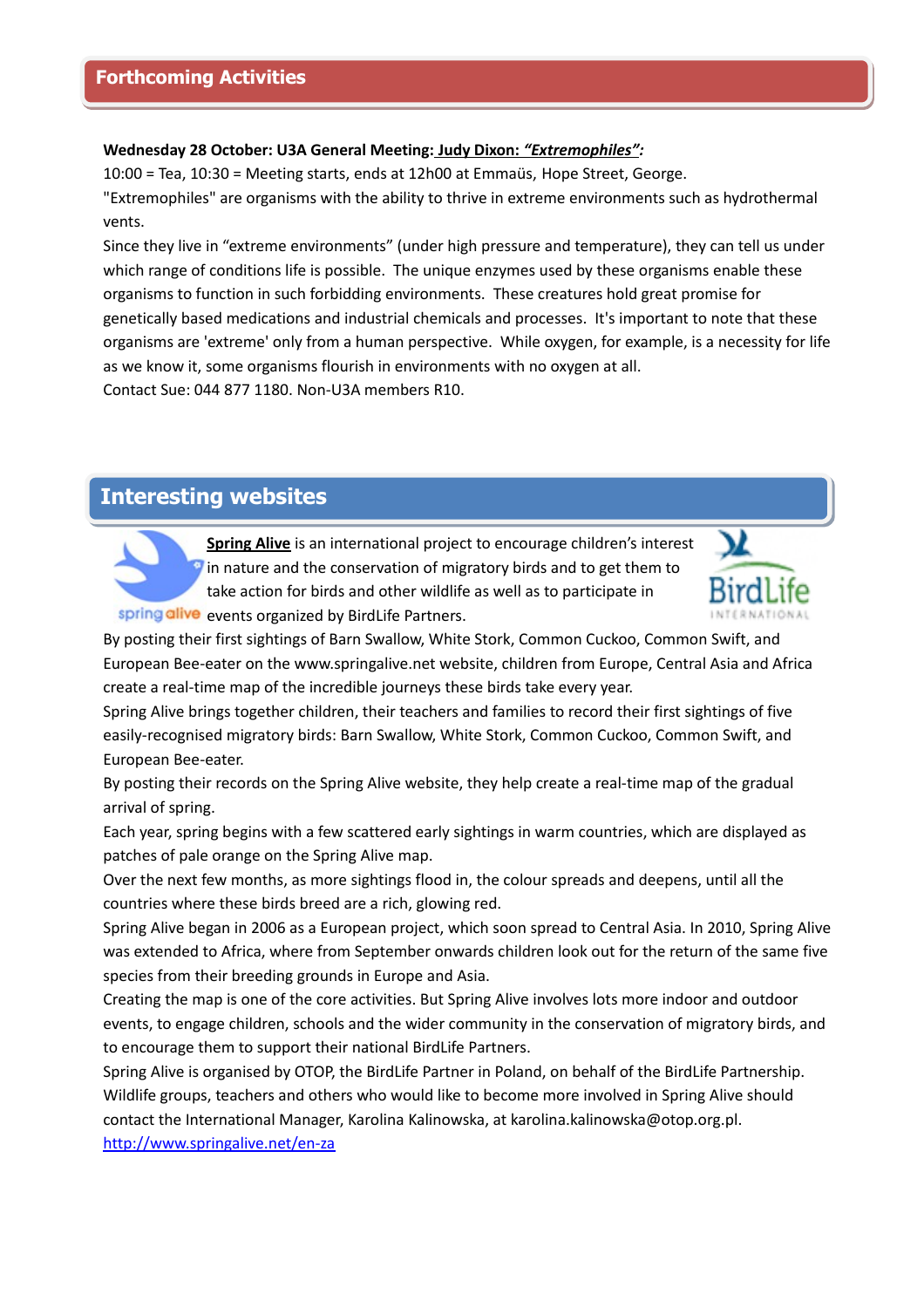## Forthcoming Activities

**Wednesday 28 October: U3A General Meeting: Judy Dixon: *"Extremophiles"*:**
10:00 = Tea, 10:30 = Meeting starts, ends at 12h00 at Emmaüs, Hope Street, George.
"Extremophiles" are organisms with the ability to thrive in extreme environments such as hydrothermal vents.
Since they live in "extreme environments" (under high pressure and temperature), they can tell us under which range of conditions life is possible. The unique enzymes used by these organisms enable these organisms to function in such forbidding environments. These creatures hold great promise for genetically based medications and industrial chemicals and processes. It's important to note that these organisms are 'extreme' only from a human perspective. While oxygen, for example, is a necessity for life as we know it, some organisms flourish in environments with no oxygen at all.
Contact Sue: 044 877 1180. Non-U3A members R10.

## Interesting websites

**Spring Alive** is an international project to encourage children's interest in nature and the conservation of migratory birds and to get them to take action for birds and other wildlife as well as to participate in events organized by BirdLife Partners.
By posting their first sightings of Barn Swallow, White Stork, Common Cuckoo, Common Swift, and European Bee-eater on the www.springalive.net website, children from Europe, Central Asia and Africa create a real-time map of the incredible journeys these birds take every year.
Spring Alive brings together children, their teachers and families to record their first sightings of five easily-recognised migratory birds: Barn Swallow, White Stork, Common Cuckoo, Common Swift, and European Bee-eater.
By posting their records on the Spring Alive website, they help create a real-time map of the gradual arrival of spring.
Each year, spring begins with a few scattered early sightings in warm countries, which are displayed as patches of pale orange on the Spring Alive map.
Over the next few months, as more sightings flood in, the colour spreads and deepens, until all the countries where these birds breed are a rich, glowing red.
Spring Alive began in 2006 as a European project, which soon spread to Central Asia. In 2010, Spring Alive was extended to Africa, where from September onwards children look out for the return of the same five species from their breeding grounds in Europe and Asia.
Creating the map is one of the core activities. But Spring Alive involves lots more indoor and outdoor events, to engage children, schools and the wider community in the conservation of migratory birds, and to encourage them to support their national BirdLife Partners.
Spring Alive is organised by OTOP, the BirdLife Partner in Poland, on behalf of the BirdLife Partnership. Wildlife groups, teachers and others who would like to become more involved in Spring Alive should contact the International Manager, Karolina Kalinowska, at karolina.kalinowska@otop.org.pl.
http://www.springalive.net/en-za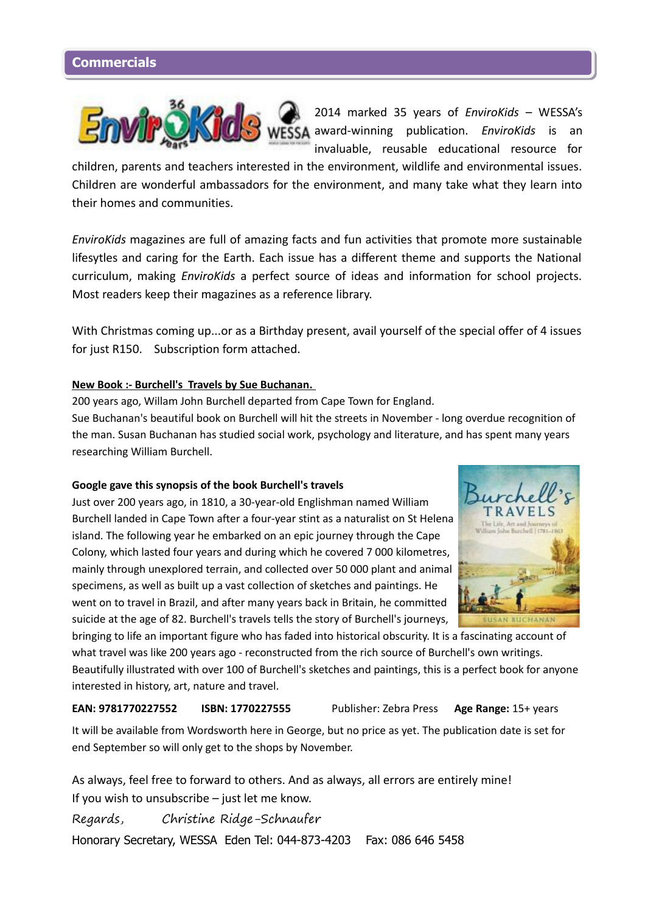## Commercials

2014 marked 35 years of *EnviroKids* – WESSA's award-winning publication. *EnviroKids* is an invaluable, reusable educational resource for children, parents and teachers interested in the environment, wildlife and environmental issues. Children are wonderful ambassadors for the environment, and many take what they learn into their homes and communities.

*EnviroKids* magazines are full of amazing facts and fun activities that promote more sustainable lifesytles and caring for the Earth. Each issue has a different theme and supports the National curriculum, making *EnviroKids* a perfect source of ideas and information for school projects. Most readers keep their magazines as a reference library.

With Christmas coming up...or as a Birthday present, avail yourself of the special offer of 4 issues for just R150. Subscription form attached.

**New Book :- Burchell's Travels by Sue Buchanan.**

200 years ago, Willam John Burchell departed from Cape Town for England.
Sue Buchanan's beautiful book on Burchell will hit the streets in November - long overdue recognition of the man. Susan Buchanan has studied social work, psychology and literature, and has spent many years researching William Burchell.

**Google gave this synopsis of the book Burchell's travels**

Just over 200 years ago, in 1810, a 30-year-old Englishman named William Burchell landed in Cape Town after a four-year stint as a naturalist on St Helena island. The following year he embarked on an epic journey through the Cape Colony, which lasted four years and during which he covered 7 000 kilometres, mainly through unexplored terrain, and collected over 50 000 plant and animal specimens, as well as built up a vast collection of sketches and paintings. He went on to travel in Brazil, and after many years back in Britain, he committed suicide at the age of 82. Burchell's travels tells the story of Burchell's journeys, bringing to life an important figure who has faded into historical obscurity. It is a fascinating account of what travel was like 200 years ago - reconstructed from the rich source of Burchell's own writings. Beautifully illustrated with over 100 of Burchell's sketches and paintings, this is a perfect book for anyone interested in history, art, nature and travel.

**EAN: 9781770227552** **ISBN: 1770227555** Publisher: Zebra Press **Age Range:** 15+ years

It will be available from Wordsworth here in George, but no price as yet. The publication date is set for end September so will only get to the shops by November.

As always, feel free to forward to others. And as always, all errors are entirely mine!
If you wish to unsubscribe – just let me know.

Regards, Christine Ridge-Schnaufer

Honorary Secretary, WESSA Eden Tel: 044-873-4203 Fax: 086 646 5458